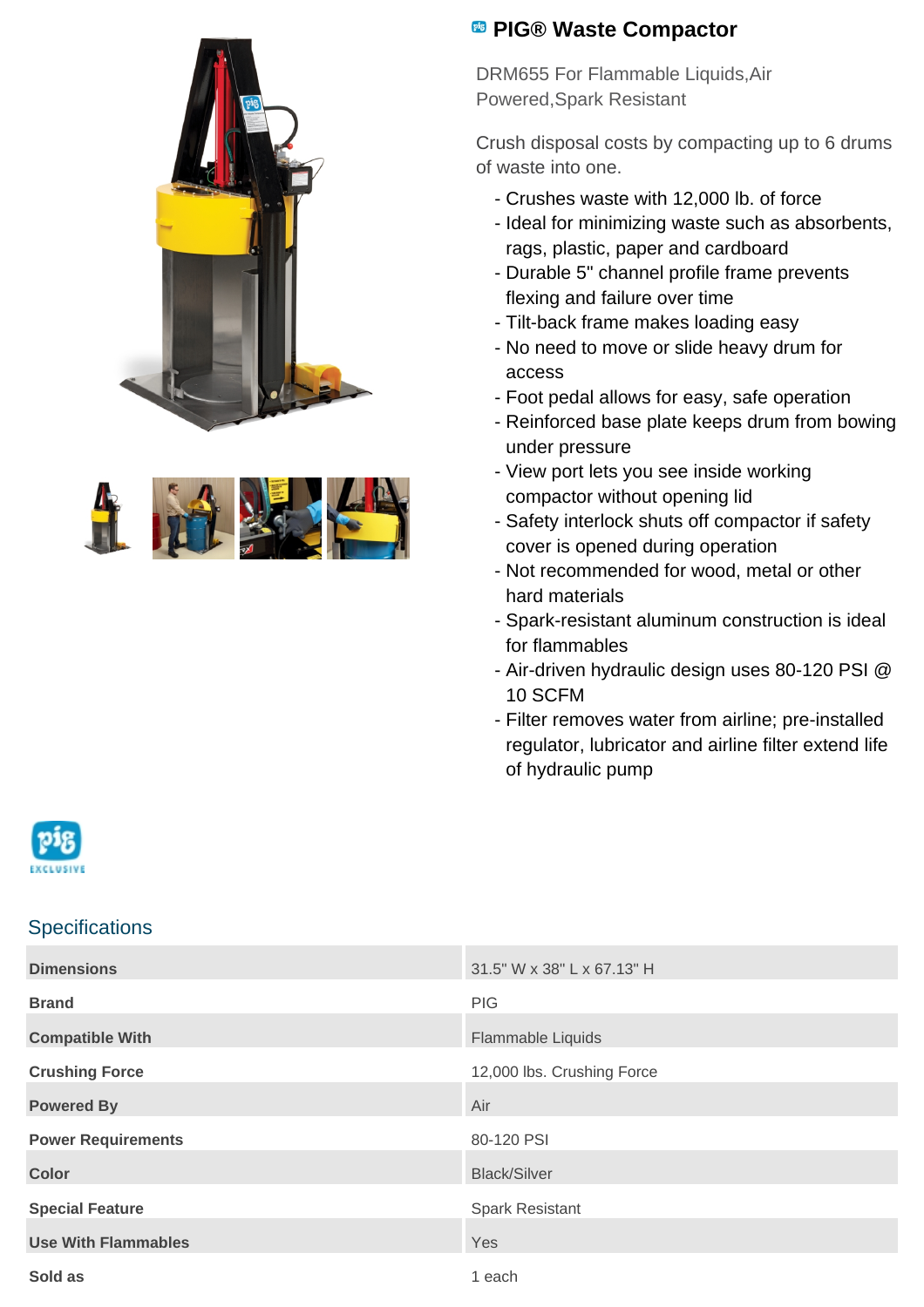# PIG® Waste Compactor

DRM655 For Flammable Liquids,Air Powered,Spark Resistant

Crush disposal costs by compacting up to 6 drums of waste into one.

- Crushes waste with 12,000 lb. of force
- Ideal for minimizing waste such as absorbents, rags, plastic, paper and cardboard
- Durable 5" channel profile frame prevents flexing and failure over time
- Tilt-back frame makes loading easy
- No need to move or slide heavy drum for access
- Foot pedal allows for easy, safe operation
- Reinforced base plate keeps drum from bowing under pressure
- View port lets you see inside working compactor without opening lid
- Safety interlock shuts off compactor if safety cover is opened during operation
- Not recommended for wood, metal or other hard materials
- Spark-resistant aluminum construction is ideal for flammables
- Air-driven hydraulic design uses 80-120 PSI @ 10 SCFM
- Filter removes water from airline; pre-installed regulator, lubricator and airline filter extend life of hydraulic pump

## Specifications

| | |
|---|---|
| **Dimensions** | 31.5" W x 38" L x 67.13" H |
| **Brand** | PIG |
| **Compatible With** | Flammable Liquids |
| **Crushing Force** | 12,000 lbs. Crushing Force |
| **Powered By** | Air |
| **Power Requirements** | 80-120 PSI |
| **Color** | Black/Silver |
| **Special Feature** | Spark Resistant |
| **Use With Flammables** | Yes |
| **Sold as** | 1 each |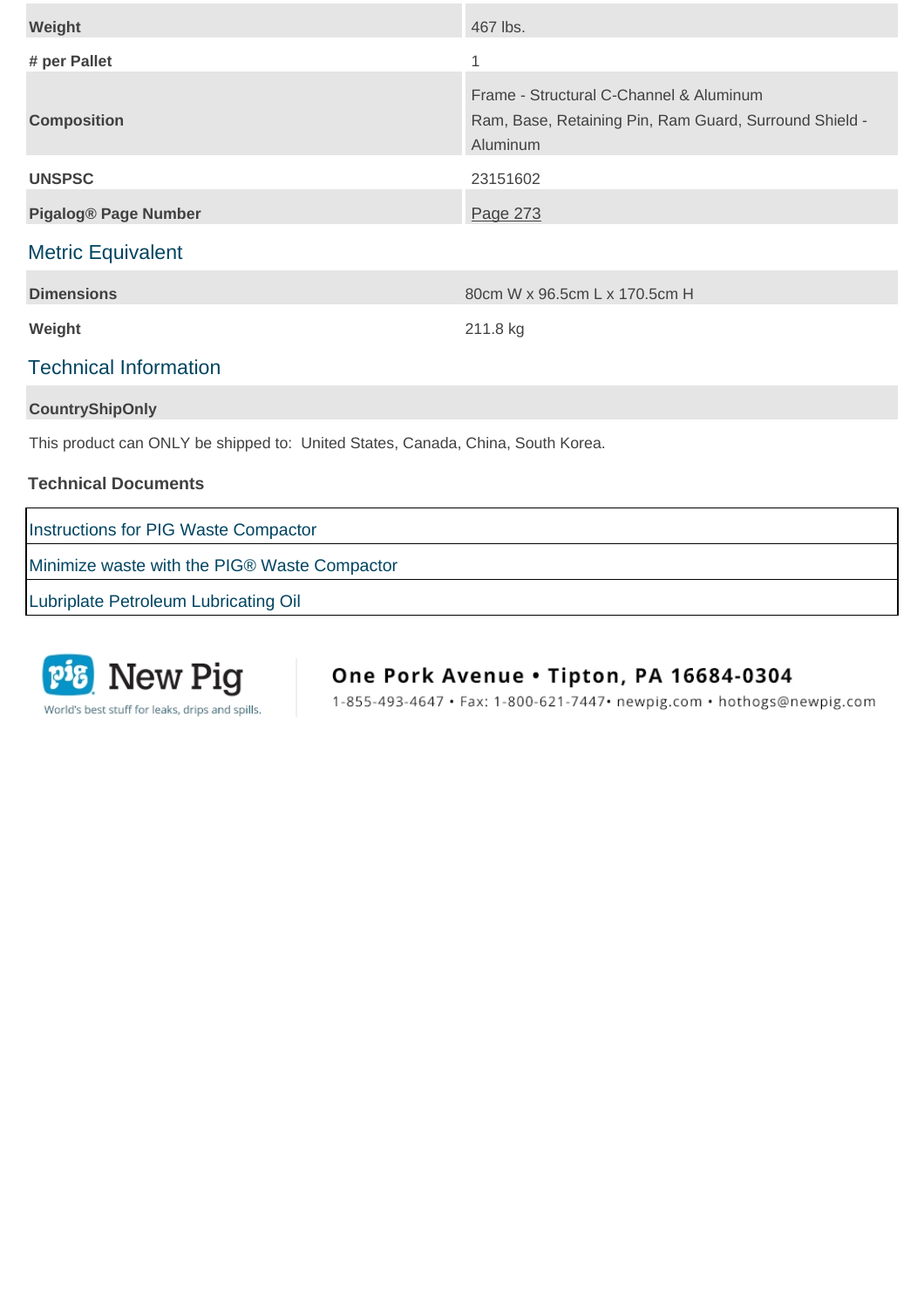| | |
|---|---|
| **Weight** | 467 lbs. |
| **# per Pallet** | 1 |
| **Composition** | Frame - Structural C-Channel & Aluminum<br>Ram, Base, Retaining Pin, Ram Guard, Surround Shield - Aluminum |
| **UNSPSC** | 23151602 |
| **Pigalog® Page Number** | Page 273 |

## Metric Equivalent

| | |
|---|---|
| **Dimensions** | 80cm W x 96.5cm L x 170.5cm H |
| **Weight** | 211.8 kg |

## Technical Information

**CountryShipOnly**

This product can ONLY be shipped to: United States, Canada, China, South Korea.

### Technical Documents

- Instructions for PIG Waste Compactor
- Minimize waste with the PIG® Waste Compactor
- Lubriplate Petroleum Lubricating Oil

New Pig
World's best stuff for leaks, drips and spills.

**One Pork Avenue • Tipton, PA 16684-0304**
1-855-493-4647 • Fax: 1-800-621-7447• newpig.com • hothogs@newpig.com